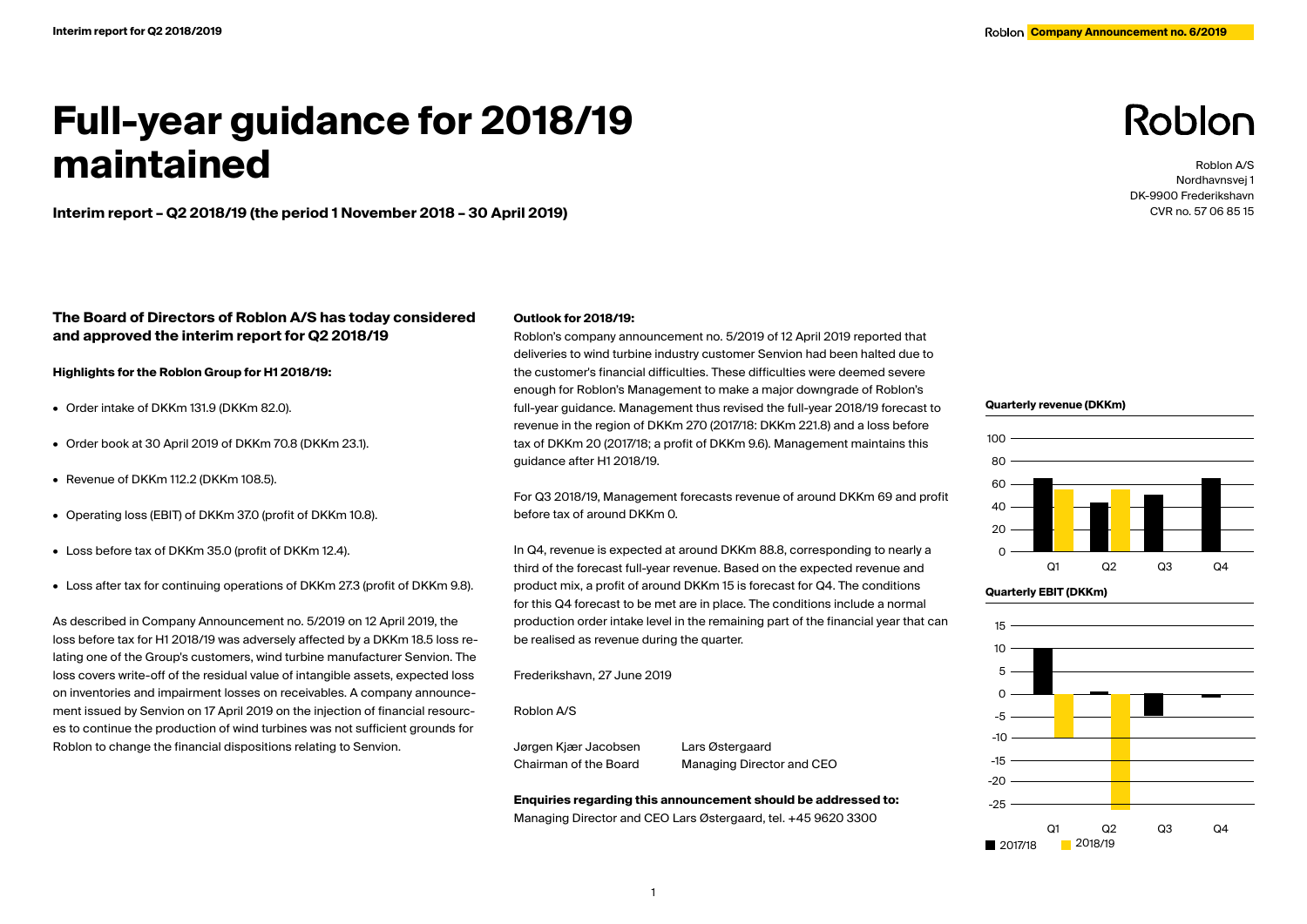# Full-year guidance for 2018/19 maintained

**Interim report – Q2 2018/19 (the period 1 November 2018 – 30 April 2019)**

Roblon A/S
Nordhavnsvej 1
DK-9900 Frederikshavn
CVR no. 57 06 85 15

## The Board of Directors of Roblon A/S has today considered and approved the interim report for Q2 2018/19

**Highlights for the Roblon Group for H1 2018/19:**

- Order intake of DKKm 131.9 (DKKm 82.0).
- Order book at 30 April 2019 of DKKm 70.8 (DKKm 23.1).
- Revenue of DKKm 112.2 (DKKm 108.5).
- Operating loss (EBIT) of DKKm 37.0 (profit of DKKm 10.8).
- Loss before tax of DKKm 35.0 (profit of DKKm 12.4).
- Loss after tax for continuing operations of DKKm 27.3 (profit of DKKm 9.8).

As described in Company Announcement no. 5/2019 on 12 April 2019, the loss before tax for H1 2018/19 was adversely affected by a DKKm 18.5 loss relating one of the Group's customers, wind turbine manufacturer Senvion. The loss covers write-off of the residual value of intangible assets, expected loss on inventories and impairment losses on receivables. A company announcement issued by Senvion on 17 April 2019 on the injection of financial resources to continue the production of wind turbines was not sufficient grounds for Roblon to change the financial dispositions relating to Senvion.

**Outlook for 2018/19:**

Roblon's company announcement no. 5/2019 of 12 April 2019 reported that deliveries to wind turbine industry customer Senvion had been halted due to the customer's financial difficulties. These difficulties were deemed severe enough for Roblon's Management to make a major downgrade of Roblon's full-year guidance. Management thus revised the full-year 2018/19 forecast to revenue in the region of DKKm 270 (2017/18: DKKm 221.8) and a loss before tax of DKKm 20 (2017/18; a profit of DKKm 9.6). Management maintains this guidance after H1 2018/19.

For Q3 2018/19, Management forecasts revenue of around DKKm 69 and profit before tax of around DKKm 0.

In Q4, revenue is expected at around DKKm 88.8, corresponding to nearly a third of the forecast full-year revenue. Based on the expected revenue and product mix, a profit of around DKKm 15 is forecast for Q4. The conditions for this Q4 forecast to be met are in place. The conditions include a normal production order intake level in the remaining part of the financial year that can be realised as revenue during the quarter.

Frederikshavn, 27 June 2019

Roblon A/S

| Jørgen Kjær Jacobsen | Lars Østergaard |
|---|---|
| Chairman of the Board | Managing Director and CEO |

**Enquiries regarding this announcement should be addressed to:**
Managing Director and CEO Lars Østergaard, tel. +45 9620 3300

**Quarterly revenue (DKKm)**

**Quarterly EBIT (DKKm)**

■ 2017/18 ■ 2018/19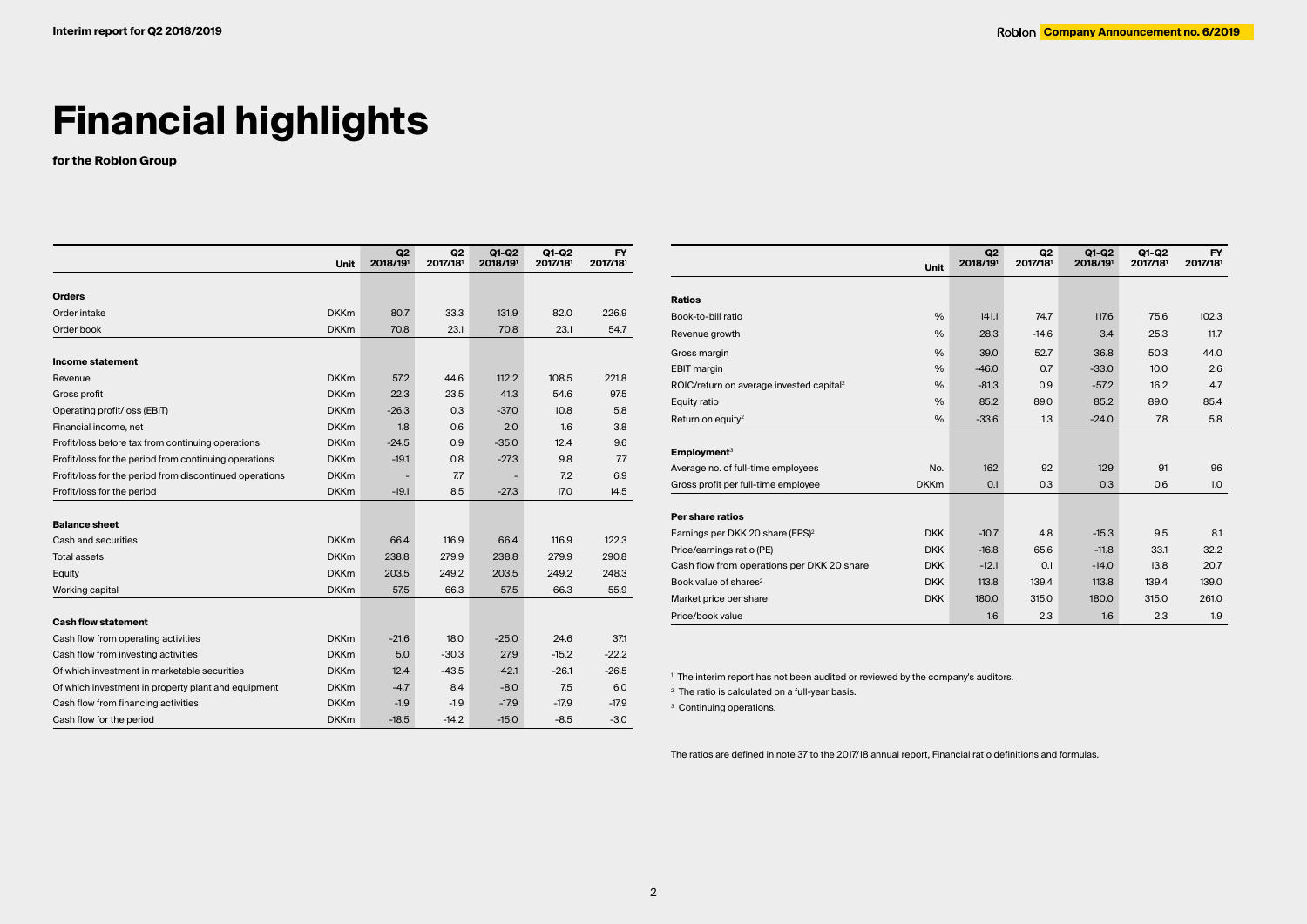# Financial highlights

**for the Roblon Group**

| | Unit | Q2 2018/19[1] | Q2 2017/18[1] | Q1-Q2 2018/19[1] | Q1-Q2 2017/18[1] | FY 2017/18[1] |
|---|---|---|---|---|---|---|
| **Orders** | | | | | | |
| Order intake | DKKm | 80.7 | 33.3 | 131.9 | 82.0 | 226.9 |
| Order book | DKKm | 70.8 | 23.1 | 70.8 | 23.1 | 54.7 |
| **Income statement** | | | | | | |
| Revenue | DKKm | 57.2 | 44.6 | 112.2 | 108.5 | 221.8 |
| Gross profit | DKKm | 22.3 | 23.5 | 41.3 | 54.6 | 97.5 |
| Operating profit/loss (EBIT) | DKKm | -26.3 | 0.3 | -37.0 | 10.8 | 5.8 |
| Financial income, net | DKKm | 1.8 | 0.6 | 2.0 | 1.6 | 3.8 |
| Profit/loss before tax from continuing operations | DKKm | -24.5 | 0.9 | -35.0 | 12.4 | 9.6 |
| Profit/loss for the period from continuing operations | DKKm | -19.1 | 0.8 | -27.3 | 9.8 | 7.7 |
| Profit/loss for the period from discontinued operations | DKKm | - | 7.7 | - | 7.2 | 6.9 |
| Profit/loss for the period | DKKm | -19.1 | 8.5 | -27.3 | 17.0 | 14.5 |
| **Balance sheet** | | | | | | |
| Cash and securities | DKKm | 66.4 | 116.9 | 66.4 | 116.9 | 122.3 |
| Total assets | DKKm | 238.8 | 279.9 | 238.8 | 279.9 | 290.8 |
| Equity | DKKm | 203.5 | 249.2 | 203.5 | 249.2 | 248.3 |
| Working capital | DKKm | 57.5 | 66.3 | 57.5 | 66.3 | 55.9 |
| **Cash flow statement** | | | | | | |
| Cash flow from operating activities | DKKm | -21.6 | 18.0 | -25.0 | 24.6 | 37.1 |
| Cash flow from investing activities | DKKm | 5.0 | -30.3 | 27.9 | -15.2 | -22.2 |
| Of which investment in marketable securities | DKKm | 12.4 | -43.5 | 42.1 | -26.1 | -26.5 |
| Of which investment in property plant and equipment | DKKm | -4.7 | 8.4 | -8.0 | 7.5 | 6.0 |
| Cash flow from financing activities | DKKm | -1.9 | -1.9 | -17.9 | -17.9 | -17.9 |
| Cash flow for the period | DKKm | -18.5 | -14.2 | -15.0 | -8.5 | -3.0 |

| | Unit | Q2 2018/19[1] | Q2 2017/18[1] | Q1-Q2 2018/19[1] | Q1-Q2 2017/18[1] | FY 2017/18[1] |
|---|---|---|---|---|---|---|
| **Ratios** | | | | | | |
| Book-to-bill ratio | % | 141.1 | 74.7 | 117.6 | 75.6 | 102.3 |
| Revenue growth | % | 28.3 | -14.6 | 3.4 | 25.3 | 11.7 |
| Gross margin | % | 39.0 | 52.7 | 36.8 | 50.3 | 44.0 |
| EBIT margin | % | -46.0 | 0.7 | -33.0 | 10.0 | 2.6 |
| ROIC/return on average invested capital[2] | % | -81.3 | 0.9 | -57.2 | 16.2 | 4.7 |
| Equity ratio | % | 85.2 | 89.0 | 85.2 | 89.0 | 85.4 |
| Return on equity[2] | % | -33.6 | 1.3 | -24.0 | 7.8 | 5.8 |
| **Employment**[3] | | | | | | |
| Average no. of full-time employees | No. | 162 | 92 | 129 | 91 | 96 |
| Gross profit per full-time employee | DKKm | 0.1 | 0.3 | 0.3 | 0.6 | 1.0 |
| **Per share ratios** | | | | | | |
| Earnings per DKK 20 share (EPS)[2] | DKK | -10.7 | 4.8 | -15.3 | 9.5 | 8.1 |
| Price/earnings ratio (PE) | DKK | -16.8 | 65.6 | -11.8 | 33.1 | 32.2 |
| Cash flow from operations per DKK 20 share | DKK | -12.1 | 10.1 | -14.0 | 13.8 | 20.7 |
| Book value of shares[2] | DKK | 113.8 | 139.4 | 113.8 | 139.4 | 139.0 |
| Market price per share | DKK | 180.0 | 315.0 | 180.0 | 315.0 | 261.0 |
| Price/book value | | 1.6 | 2.3 | 1.6 | 2.3 | 1.9 |

[1] The interim report has not been audited or reviewed by the company's auditors.

[2] The ratio is calculated on a full-year basis.

[3] Continuing operations.

The ratios are defined in note 37 to the 2017/18 annual report, Financial ratio definitions and formulas.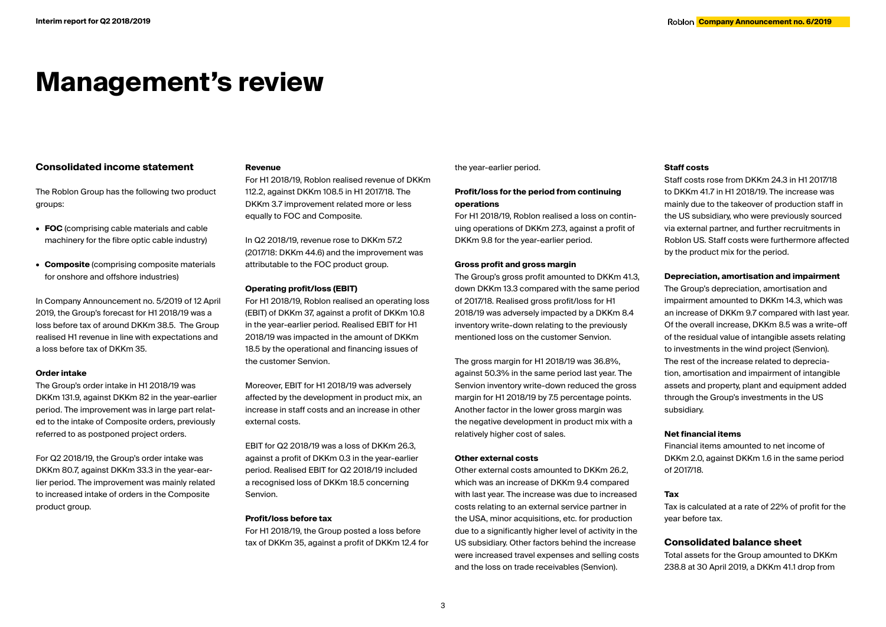# Management's review

## Consolidated income statement

The Roblon Group has the following two product groups:

- **FOC** (comprising cable materials and cable machinery for the fibre optic cable industry)
- **Composite** (comprising composite materials for onshore and offshore industries)

In Company Announcement no. 5/2019 of 12 April 2019, the Group's forecast for H1 2018/19 was a loss before tax of around DKKm 38.5. The Group realised H1 revenue in line with expectations and a loss before tax of DKKm 35.

### Order intake

The Group's order intake in H1 2018/19 was DKKm 131.9, against DKKm 82 in the year-earlier period. The improvement was in large part related to the intake of Composite orders, previously referred to as postponed project orders.

For Q2 2018/19, the Group's order intake was DKKm 80.7, against DKKm 33.3 in the year-earlier period. The improvement was mainly related to increased intake of orders in the Composite product group.

### Revenue

For H1 2018/19, Roblon realised revenue of DKKm 112.2, against DKKm 108.5 in H1 2017/18. The DKKm 3.7 improvement related more or less equally to FOC and Composite.

In Q2 2018/19, revenue rose to DKKm 57.2 (2017/18: DKKm 44.6) and the improvement was attributable to the FOC product group.

### Operating profit/loss (EBIT)

For H1 2018/19, Roblon realised an operating loss (EBIT) of DKKm 37, against a profit of DKKm 10.8 in the year-earlier period. Realised EBIT for H1 2018/19 was impacted in the amount of DKKm 18.5 by the operational and financing issues of the customer Senvion.

Moreover, EBIT for H1 2018/19 was adversely affected by the development in product mix, an increase in staff costs and an increase in other external costs.

EBIT for Q2 2018/19 was a loss of DKKm 26.3, against a profit of DKKm 0.3 in the year-earlier period. Realised EBIT for Q2 2018/19 included a recognised loss of DKKm 18.5 concerning Senvion.

### Profit/loss before tax

For H1 2018/19, the Group posted a loss before tax of DKKm 35, against a profit of DKKm 12.4 for the year-earlier period.

### Profit/loss for the period from continuing operations

For H1 2018/19, Roblon realised a loss on continuing operations of DKKm 27.3, against a profit of DKKm 9.8 for the year-earlier period.

### Gross profit and gross margin

The Group's gross profit amounted to DKKm 41.3, down DKKm 13.3 compared with the same period of 2017/18. Realised gross profit/loss for H1 2018/19 was adversely impacted by a DKKm 8.4 inventory write-down relating to the previously mentioned loss on the customer Senvion.

The gross margin for H1 2018/19 was 36.8%, against 50.3% in the same period last year. The Senvion inventory write-down reduced the gross margin for H1 2018/19 by 7.5 percentage points. Another factor in the lower gross margin was the negative development in product mix with a relatively higher cost of sales.

### Other external costs

Other external costs amounted to DKKm 26.2, which was an increase of DKKm 9.4 compared with last year. The increase was due to increased costs relating to an external service partner in the USA, minor acquisitions, etc. for production due to a significantly higher level of activity in the US subsidiary. Other factors behind the increase were increased travel expenses and selling costs and the loss on trade receivables (Senvion).

### Staff costs

Staff costs rose from DKKm 24.3 in H1 2017/18 to DKKm 41.7 in H1 2018/19. The increase was mainly due to the takeover of production staff in the US subsidiary, who were previously sourced via external partner, and further recruitments in Roblon US. Staff costs were furthermore affected by the product mix for the period.

### Depreciation, amortisation and impairment

The Group's depreciation, amortisation and impairment amounted to DKKm 14.3, which was an increase of DKKm 9.7 compared with last year. Of the overall increase, DKKm 8.5 was a write-off of the residual value of intangible assets relating to investments in the wind project (Senvion). The rest of the increase related to depreciation, amortisation and impairment of intangible assets and property, plant and equipment added through the Group's investments in the US subsidiary.

### Net financial items

Financial items amounted to net income of DKKm 2.0, against DKKm 1.6 in the same period of 2017/18.

### Tax

Tax is calculated at a rate of 22% of profit for the year before tax.

## Consolidated balance sheet

Total assets for the Group amounted to DKKm 238.8 at 30 April 2019, a DKKm 41.1 drop from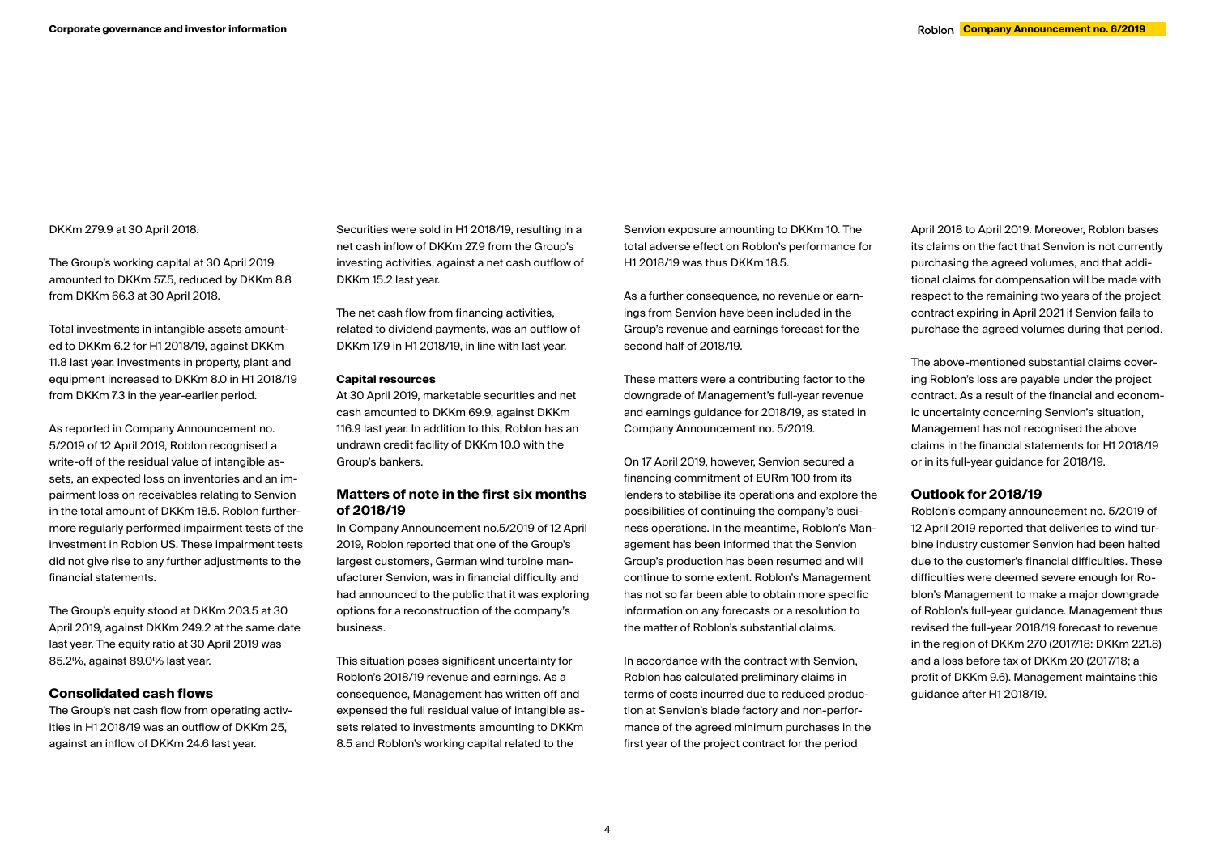DKKm 279.9 at 30 April 2018.

The Group's working capital at 30 April 2019 amounted to DKKm 57.5, reduced by DKKm 8.8 from DKKm 66.3 at 30 April 2018.

Total investments in intangible assets amounted to DKKm 6.2 for H1 2018/19, against DKKm 11.8 last year. Investments in property, plant and equipment increased to DKKm 8.0 in H1 2018/19 from DKKm 7.3 in the year-earlier period.

As reported in Company Announcement no. 5/2019 of 12 April 2019, Roblon recognised a write-off of the residual value of intangible assets, an expected loss on inventories and an impairment loss on receivables relating to Senvion in the total amount of DKKm 18.5. Roblon furthermore regularly performed impairment tests of the investment in Roblon US. These impairment tests did not give rise to any further adjustments to the financial statements.

The Group's equity stood at DKKm 203.5 at 30 April 2019, against DKKm 249.2 at the same date last year. The equity ratio at 30 April 2019 was 85.2%, against 89.0% last year.

### Consolidated cash flows

The Group's net cash flow from operating activities in H1 2018/19 was an outflow of DKKm 25, against an inflow of DKKm 24.6 last year.

Securities were sold in H1 2018/19, resulting in a net cash inflow of DKKm 27.9 from the Group's investing activities, against a net cash outflow of DKKm 15.2 last year.

The net cash flow from financing activities, related to dividend payments, was an outflow of DKKm 17.9 in H1 2018/19, in line with last year.

#### Capital resources

At 30 April 2019, marketable securities and net cash amounted to DKKm 69.9, against DKKm 116.9 last year. In addition to this, Roblon has an undrawn credit facility of DKKm 10.0 with the Group's bankers.

### Matters of note in the first six months of 2018/19

In Company Announcement no.5/2019 of 12 April 2019, Roblon reported that one of the Group's largest customers, German wind turbine manufacturer Senvion, was in financial difficulty and had announced to the public that it was exploring options for a reconstruction of the company's business.

This situation poses significant uncertainty for Roblon's 2018/19 revenue and earnings. As a consequence, Management has written off and expensed the full residual value of intangible assets related to investments amounting to DKKm 8.5 and Roblon's working capital related to the Senvion exposure amounting to DKKm 10. The total adverse effect on Roblon's performance for H1 2018/19 was thus DKKm 18.5.

As a further consequence, no revenue or earnings from Senvion have been included in the Group's revenue and earnings forecast for the second half of 2018/19.

These matters were a contributing factor to the downgrade of Management's full-year revenue and earnings guidance for 2018/19, as stated in Company Announcement no. 5/2019.

On 17 April 2019, however, Senvion secured a financing commitment of EURm 100 from its lenders to stabilise its operations and explore the possibilities of continuing the company's business operations. In the meantime, Roblon's Management has been informed that the Senvion Group's production has been resumed and will continue to some extent. Roblon's Management has not so far been able to obtain more specific information on any forecasts or a resolution to the matter of Roblon's substantial claims.

In accordance with the contract with Senvion, Roblon has calculated preliminary claims in terms of costs incurred due to reduced production at Senvion's blade factory and non-performance of the agreed minimum purchases in the first year of the project contract for the period April 2018 to April 2019. Moreover, Roblon bases its claims on the fact that Senvion is not currently purchasing the agreed volumes, and that additional claims for compensation will be made with respect to the remaining two years of the project contract expiring in April 2021 if Senvion fails to purchase the agreed volumes during that period.

The above-mentioned substantial claims covering Roblon's loss are payable under the project contract. As a result of the financial and economic uncertainty concerning Senvion's situation, Management has not recognised the above claims in the financial statements for H1 2018/19 or in its full-year guidance for 2018/19.

### Outlook for 2018/19

Roblon's company announcement no. 5/2019 of 12 April 2019 reported that deliveries to wind turbine industry customer Senvion had been halted due to the customer's financial difficulties. These difficulties were deemed severe enough for Roblon's Management to make a major downgrade of Roblon's full-year guidance. Management thus revised the full-year 2018/19 forecast to revenue in the region of DKKm 270 (2017/18: DKKm 221.8) and a loss before tax of DKKm 20 (2017/18; a profit of DKKm 9.6). Management maintains this guidance after H1 2018/19.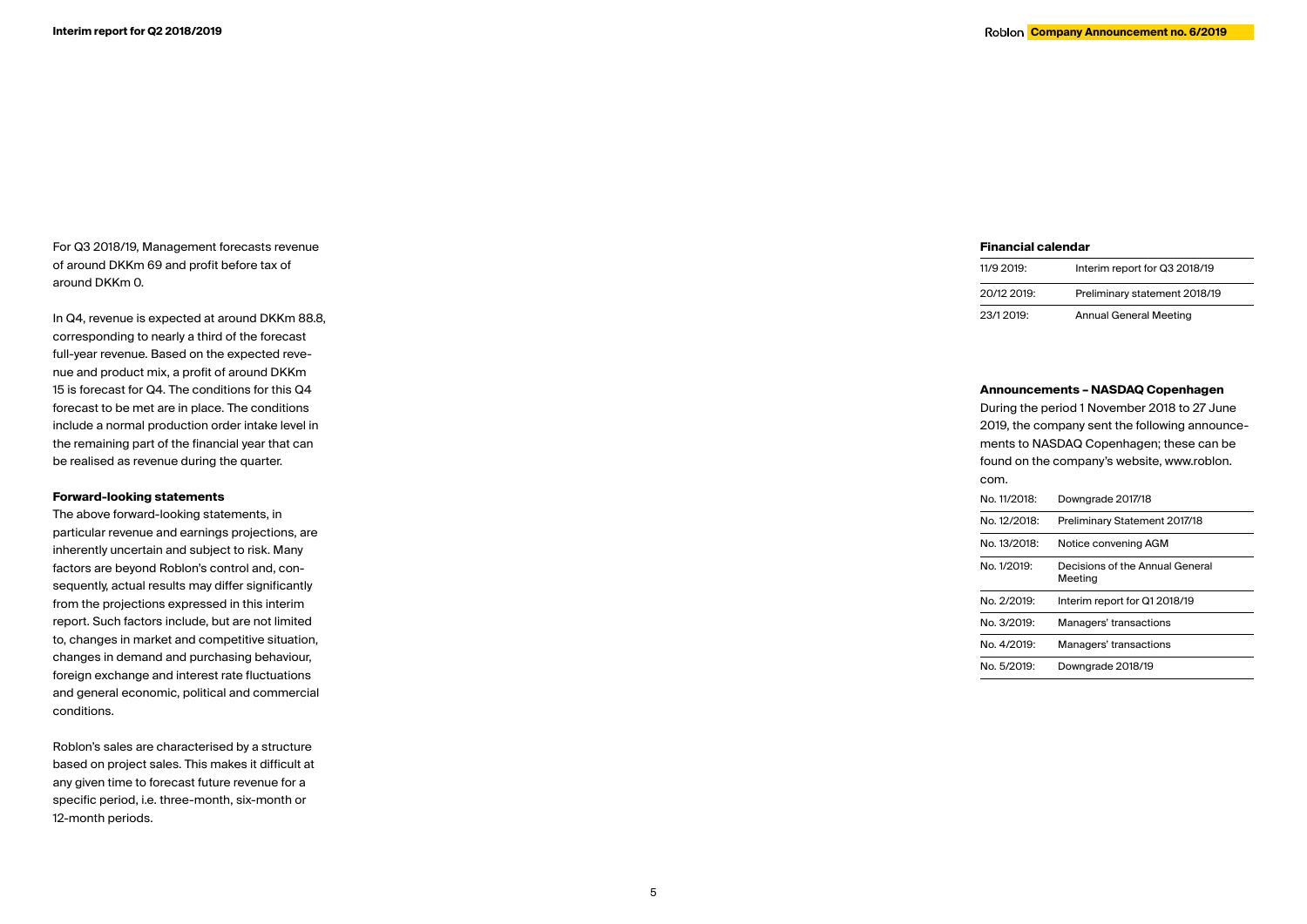For Q3 2018/19, Management forecasts revenue of around DKKm 69 and profit before tax of around DKKm 0.

In Q4, revenue is expected at around DKKm 88.8, corresponding to nearly a third of the forecast full-year revenue. Based on the expected revenue and product mix, a profit of around DKKm 15 is forecast for Q4. The conditions for this Q4 forecast to be met are in place. The conditions include a normal production order intake level in the remaining part of the financial year that can be realised as revenue during the quarter.

**Forward-looking statements**

The above forward-looking statements, in particular revenue and earnings projections, are inherently uncertain and subject to risk. Many factors are beyond Roblon's control and, consequently, actual results may differ significantly from the projections expressed in this interim report. Such factors include, but are not limited to, changes in market and competitive situation, changes in demand and purchasing behaviour, foreign exchange and interest rate fluctuations and general economic, political and commercial conditions.

Roblon's sales are characterised by a structure based on project sales. This makes it difficult at any given time to forecast future revenue for a specific period, i.e. three-month, six-month or 12-month periods.

**Financial calendar**

| | |
|---|---|
| 11/9 2019: | Interim report for Q3 2018/19 |
| 20/12 2019: | Preliminary statement 2018/19 |
| 23/1 2019: | Annual General Meeting |

**Announcements – NASDAQ Copenhagen**

During the period 1 November 2018 to 27 June 2019, the company sent the following announcements to NASDAQ Copenhagen; these can be found on the company's website, www.roblon.com.

| | |
|---|---|
| No. 11/2018: | Downgrade 2017/18 |
| No. 12/2018: | Preliminary Statement 2017/18 |
| No. 13/2018: | Notice convening AGM |
| No. 1/2019: | Decisions of the Annual General Meeting |
| No. 2/2019: | Interim report for Q1 2018/19 |
| No. 3/2019: | Managers' transactions |
| No. 4/2019: | Managers' transactions |
| No. 5/2019: | Downgrade 2018/19 |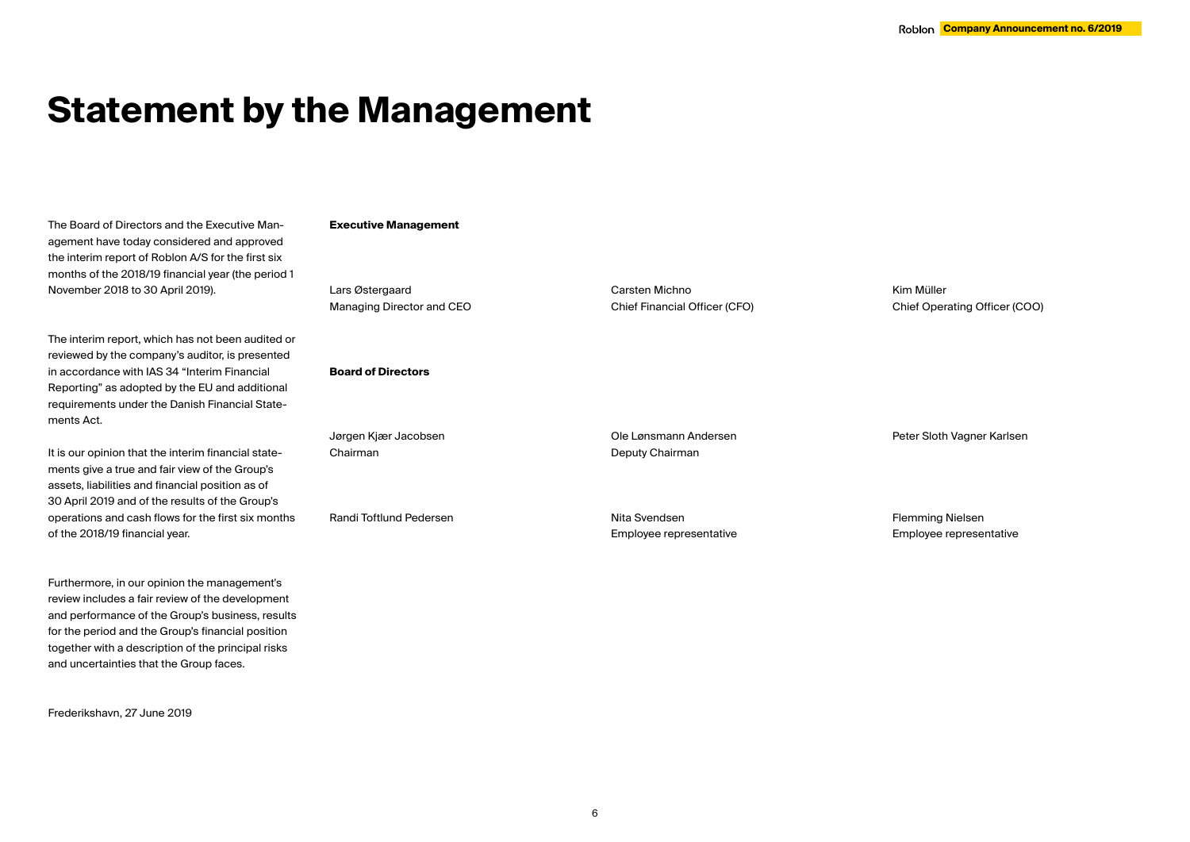# Statement by the Management

The Board of Directors and the Executive Management have today considered and approved the interim report of Roblon A/S for the first six months of the 2018/19 financial year (the period 1 November 2018 to 30 April 2019).

The interim report, which has not been audited or reviewed by the company's auditor, is presented in accordance with IAS 34 "Interim Financial Reporting" as adopted by the EU and additional requirements under the Danish Financial Statements Act.

It is our opinion that the interim financial statements give a true and fair view of the Group's assets, liabilities and financial position as of 30 April 2019 and of the results of the Group's operations and cash flows for the first six months of the 2018/19 financial year.

Furthermore, in our opinion the management's review includes a fair review of the development and performance of the Group's business, results for the period and the Group's financial position together with a description of the principal risks and uncertainties that the Group faces.

Frederikshavn, 27 June 2019

**Executive Management**

Lars Østergaard
Managing Director and CEO

Carsten Michno
Chief Financial Officer (CFO)

Kim Müller
Chief Operating Officer (COO)

**Board of Directors**

Jørgen Kjær Jacobsen
Chairman

Ole Lønsmann Andersen
Deputy Chairman

Peter Sloth Vagner Karlsen

Randi Toftlund Pedersen

Nita Svendsen
Employee representative

Flemming Nielsen
Employee representative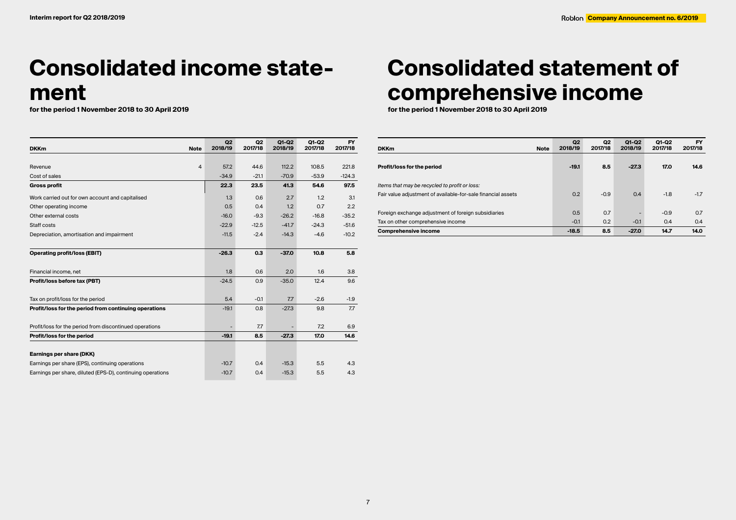# Consolidated income statement

**for the period 1 November 2018 to 30 April 2019**

| DKKm | Note | Q2 2018/19 | Q2 2017/18 | Q1-Q2 2018/19 | Q1-Q2 2017/18 | FY 2017/18 |
|---|---|---|---|---|---|---|
| Revenue | 4 | 57.2 | 44.6 | 112.2 | 108.5 | 221.8 |
| Cost of sales | | -34.9 | -21.1 | -70.9 | -53.9 | -124.3 |
| **Gross profit** | | **22.3** | **23.5** | **41.3** | **54.6** | **97.5** |
| Work carried out for own account and capitalised | | 1.3 | 0.6 | 2.7 | 1.2 | 3.1 |
| Other operating income | | 0.5 | 0.4 | 1.2 | 0.7 | 2.2 |
| Other external costs | | -16.0 | -9.3 | -26.2 | -16.8 | -35.2 |
| Staff costs | | -22.9 | -12.5 | -41.7 | -24.3 | -51.6 |
| Depreciation, amortisation and impairment | | -11.5 | -2.4 | -14.3 | -4.6 | -10.2 |
| **Operating profit/loss (EBIT)** | | **-26.3** | **0.3** | **-37.0** | **10.8** | **5.8** |
| Financial income, net | | 1.8 | 0.6 | 2.0 | 1.6 | 3.8 |
| **Profit/loss before tax (PBT)** | | -24.5 | 0.9 | -35.0 | 12.4 | 9.6 |
| Tax on profit/loss for the period | | 5.4 | -0.1 | 7.7 | -2.6 | -1.9 |
| **Profit/loss for the period from continuing operations** | | -19.1 | 0.8 | -27.3 | 9.8 | 7.7 |
| Profit/loss for the period from discontinued operations | | - | 7.7 | - | 7.2 | 6.9 |
| **Profit/loss for the period** | | **-19.1** | **8.5** | **-27.3** | **17.0** | **14.6** |
| **Earnings per share (DKK)** | | | | | | |
| Earnings per share (EPS), continuing operations | | -10.7 | 0.4 | -15.3 | 5.5 | 4.3 |
| Earnings per share, diluted (EPS-D), continuing operations | | -10.7 | 0.4 | -15.3 | 5.5 | 4.3 |

# Consolidated statement of comprehensive income

**for the period 1 November 2018 to 30 April 2019**

| DKKm | Note | Q2 2018/19 | Q2 2017/18 | Q1-Q2 2018/19 | Q1-Q2 2017/18 | FY 2017/18 |
|---|---|---|---|---|---|---|
| **Profit/loss for the period** | | **-19.1** | **8.5** | **-27.3** | **17.0** | **14.6** |
| *Items that may be recycled to profit or loss:* | | | | | | |
| Fair value adjustment of available-for-sale financial assets | | 0.2 | -0.9 | 0.4 | -1.8 | -1.7 |
| Foreign exchange adjustment of foreign subsidiaries | | 0.5 | 0.7 | - | -0.9 | 0.7 |
| Tax on other comprehensive income | | -0.1 | 0.2 | -0.1 | 0.4 | 0.4 |
| **Comprehensive income** | | **-18.5** | **8.5** | **-27.0** | **14.7** | **14.0** |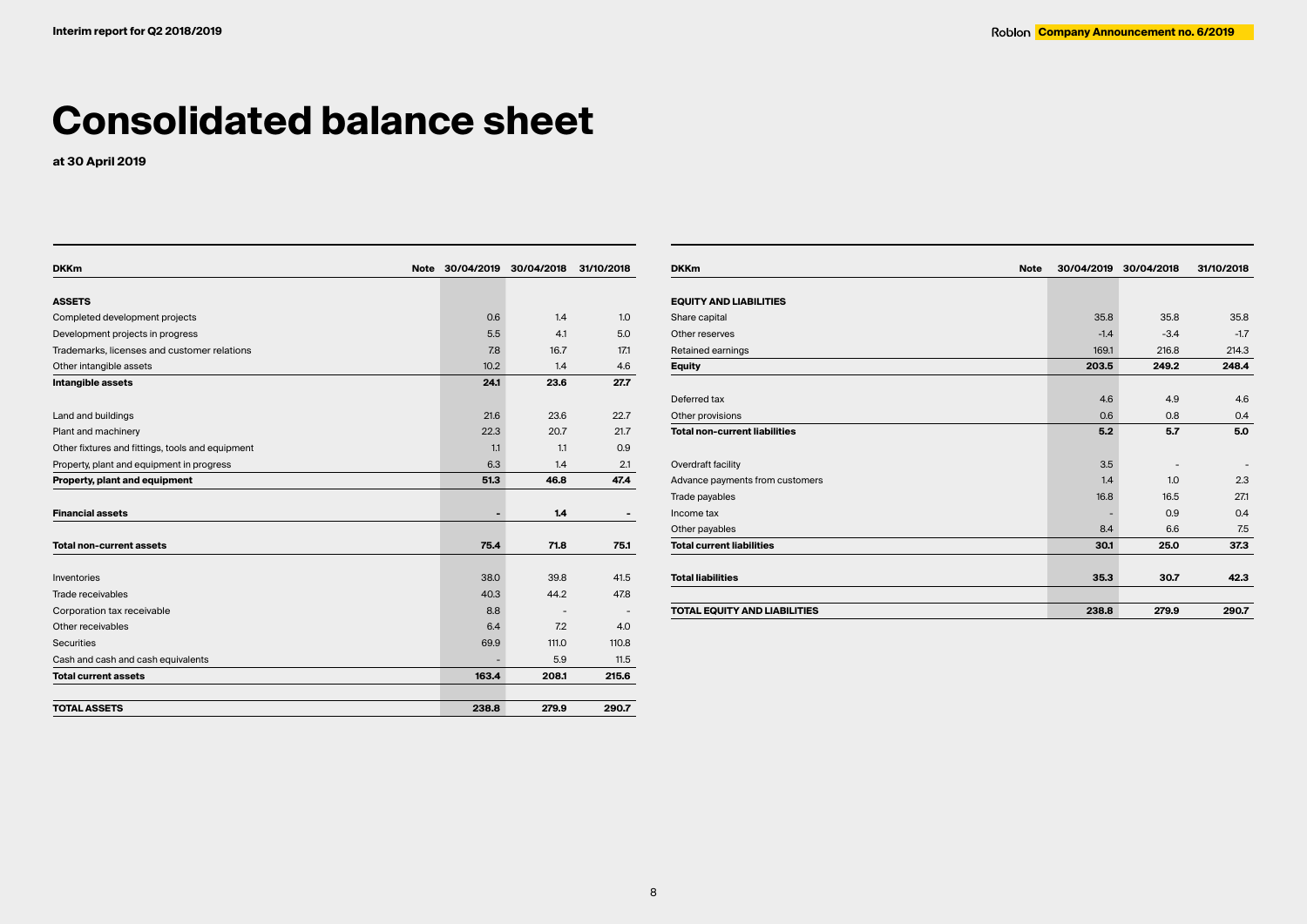# Consolidated balance sheet

**at 30 April 2019**

| DKKm | Note | 30/04/2019 | 30/04/2018 | 31/10/2018 |
|---|---|---|---|---|
| **ASSETS** | | | | |
| Completed development projects | | 0.6 | 1.4 | 1.0 |
| Development projects in progress | | 5.5 | 4.1 | 5.0 |
| Trademarks, licenses and customer relations | | 7.8 | 16.7 | 17.1 |
| Other intangible assets | | 10.2 | 1.4 | 4.6 |
| **Intangible assets** | | **24.1** | **23.6** | **27.7** |
| | | | | |
| Land and buildings | | 21.6 | 23.6 | 22.7 |
| Plant and machinery | | 22.3 | 20.7 | 21.7 |
| Other fixtures and fittings, tools and equipment | | 1.1 | 1.1 | 0.9 |
| Property, plant and equipment in progress | | 6.3 | 1.4 | 2.1 |
| **Property, plant and equipment** | | **51.3** | **46.8** | **47.4** |
| | | | | |
| **Financial assets** | | **-** | **1.4** | **-** |
| | | | | |
| **Total non-current assets** | | **75.4** | **71.8** | **75.1** |
| | | | | |
| Inventories | | 38.0 | 39.8 | 41.5 |
| Trade receivables | | 40.3 | 44.2 | 47.8 |
| Corporation tax receivable | | 8.8 | - | - |
| Other receivables | | 6.4 | 7.2 | 4.0 |
| Securities | | 69.9 | 111.0 | 110.8 |
| Cash and cash and cash equivalents | | - | 5.9 | 11.5 |
| **Total current assets** | | **163.4** | **208.1** | **215.6** |
| | | | | |
| **TOTAL ASSETS** | | **238.8** | **279.9** | **290.7** |

| DKKm | Note | 30/04/2019 | 30/04/2018 | 31/10/2018 |
|---|---|---|---|---|
| **EQUITY AND LIABILITIES** | | | | |
| Share capital | | 35.8 | 35.8 | 35.8 |
| Other reserves | | -1.4 | -3.4 | -1.7 |
| Retained earnings | | 169.1 | 216.8 | 214.3 |
| **Equity** | | **203.5** | **249.2** | **248.4** |
| | | | | |
| Deferred tax | | 4.6 | 4.9 | 4.6 |
| Other provisions | | 0.6 | 0.8 | 0.4 |
| **Total non-current liabilities** | | **5.2** | **5.7** | **5.0** |
| | | | | |
| Overdraft facility | | 3.5 | - | - |
| Advance payments from customers | | 1.4 | 1.0 | 2.3 |
| Trade payables | | 16.8 | 16.5 | 27.1 |
| Income tax | | - | 0.9 | 0.4 |
| Other payables | | 8.4 | 6.6 | 7.5 |
| **Total current liabilities** | | **30.1** | **25.0** | **37.3** |
| | | | | |
| **Total liabilities** | | **35.3** | **30.7** | **42.3** |
| | | | | |
| **TOTAL EQUITY AND LIABILITIES** | | **238.8** | **279.9** | **290.7** |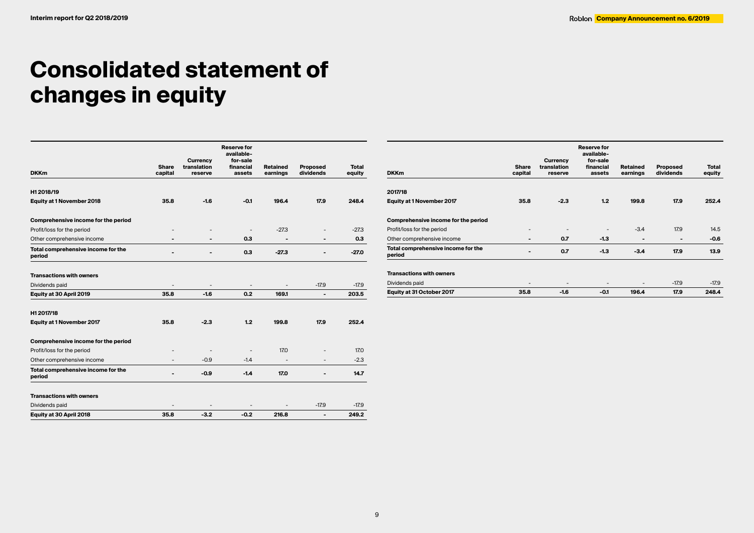# Consolidated statement of changes in equity

| DKKm | Share capital | Currency translation reserve | Reserve for available-for-sale financial assets | Retained earnings | Proposed dividends | Total equity |
|---|---|---|---|---|---|---|
| **H1 2018/19** | | | | | | |
| **Equity at 1 November 2018** | **35.8** | **-1.6** | **-0.1** | **196.4** | **17.9** | **248.4** |
| **Comprehensive income for the period** | | | | | | |
| Profit/loss for the period | - | - | - | -27.3 | - | -27.3 |
| Other comprehensive income | - | - | 0.3 | - | - | 0.3 |
| **Total comprehensive income for the period** | **-** | **-** | **0.3** | **-27.3** | **-** | **-27.0** |
| **Transactions with owners** | | | | | | |
| Dividends paid | - | - | - | - | -17.9 | -17.9 |
| **Equity at 30 April 2019** | **35.8** | **-1.6** | **0.2** | **169.1** | **-** | **203.5** |
| **H1 2017/18** | | | | | | |
| **Equity at 1 November 2017** | **35.8** | **-2.3** | **1.2** | **199.8** | **17.9** | **252.4** |
| **Comprehensive income for the period** | | | | | | |
| Profit/loss for the period | - | - | - | 17.0 | - | 17.0 |
| Other comprehensive income | - | -0.9 | -1.4 | - | - | -2.3 |
| **Total comprehensive income for the period** | **-** | **-0.9** | **-1.4** | **17.0** | **-** | **14.7** |
| **Transactions with owners** | | | | | | |
| Dividends paid | - | - | - | - | -17.9 | -17.9 |
| **Equity at 30 April 2018** | **35.8** | **-3.2** | **-0.2** | **216.8** | **-** | **249.2** |

| DKKm | Share capital | Currency translation reserve | Reserve for available-for-sale financial assets | Retained earnings | Proposed dividends | Total equity |
|---|---|---|---|---|---|---|
| **2017/18** | | | | | | |
| **Equity at 1 November 2017** | **35.8** | **-2.3** | **1.2** | **199.8** | **17.9** | **252.4** |
| **Comprehensive income for the period** | | | | | | |
| Profit/loss for the period | - | - | - | -3.4 | 17.9 | 14.5 |
| Other comprehensive income | - | 0.7 | -1.3 | - | - | -0.6 |
| **Total comprehensive income for the period** | **-** | **0.7** | **-1.3** | **-3.4** | **17.9** | **13.9** |
| **Transactions with owners** | | | | | | |
| Dividends paid | - | - | - | - | -17.9 | -17.9 |
| **Equity at 31 October 2017** | **35.8** | **-1.6** | **-0.1** | **196.4** | **17.9** | **248.4** |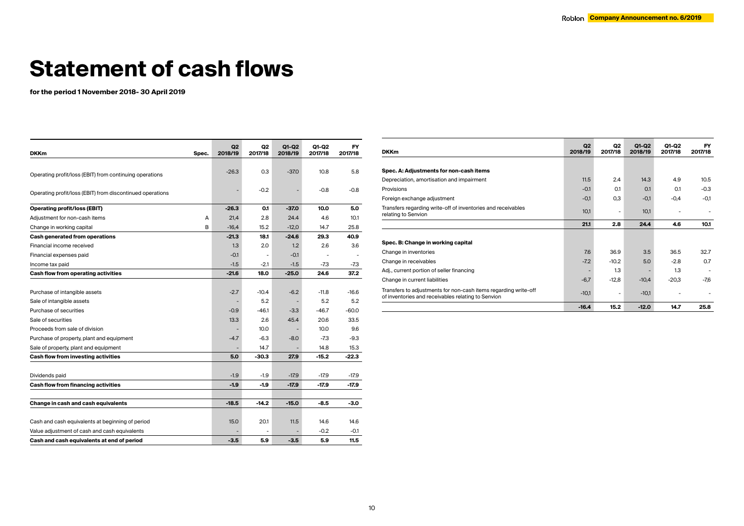# Statement of cash flows

**for the period 1 November 2018- 30 April 2019**

| DKKm | Spec. | Q2 2018/19 | Q2 2017/18 | Q1-Q2 2018/19 | Q1-Q2 2017/18 | FY 2017/18 |
|---|---|---|---|---|---|---|
| Operating profit/loss (EBIT) from continuing operations | | -26.3 | 0.3 | -37.0 | 10.8 | 5.8 |
| Operating profit/loss (EBIT) from discontinued operations | | - | -0.2 | - | -0.8 | -0.8 |
| **Operating profit/loss (EBIT)** | | **-26.3** | **0.1** | **-37.0** | **10.0** | **5.0** |
| Adjustment for non-cash items | A | 21,4 | 2.8 | 24.4 | 4.6 | 10.1 |
| Change in working capital | B | -16,4 | 15.2 | -12,0 | 14.7 | 25.8 |
| **Cash generated from operations** | | **-21.3** | **18.1** | **-24.6** | **29.3** | **40.9** |
| Financial income received | | 1.3 | 2.0 | 1.2 | 2.6 | 3.6 |
| Financial expenses paid | | -0.1 | - | -0.1 | - | - |
| Income tax paid | | -1.5 | -2.1 | -1.5 | -7.3 | -7.3 |
| **Cash flow from operating activities** | | **-21.6** | **18.0** | **-25.0** | **24.6** | **37.2** |
| | | | | | | |
| Purchase of intangible assets | | -2.7 | -10.4 | -6.2 | -11.8 | -16.6 |
| Sale of intangible assets | | - | 5.2 | - | 5.2 | 5.2 |
| Purchase of securities | | -0.9 | -46.1 | -3.3 | -46.7 | -60.0 |
| Sale of securities | | 13.3 | 2.6 | 45.4 | 20.6 | 33.5 |
| Proceeds from sale of division | | - | 10.0 | - | 10.0 | 9.6 |
| Purchase of property, plant and equipment | | -4.7 | -6.3 | -8.0 | -7.3 | -9.3 |
| Sale of property, plant and equipment | | - | 14.7 | - | 14.8 | 15.3 |
| **Cash flow from investing activities** | | **5.0** | **-30.3** | **27.9** | **-15.2** | **-22.3** |
| | | | | | | |
| Dividends paid | | -1.9 | -1.9 | -17.9 | -17.9 | -17.9 |
| **Cash flow from financing activities** | | **-1.9** | **-1.9** | **-17.9** | **-17.9** | **-17.9** |
| | | | | | | |
| **Change in cash and cash equivalents** | | **-18.5** | **-14.2** | **-15.0** | **-8.5** | **-3.0** |
| | | | | | | |
| Cash and cash equivalents at beginning of period | | 15.0 | 20.1 | 11.5 | 14.6 | 14.6 |
| Value adjustment of cash and cash equivalents | | - | - | - | -0.2 | -0.1 |
| **Cash and cash equivalents at end of period** | | **-3.5** | **5.9** | **-3.5** | **5.9** | **11.5** |

| DKKm | Q2 2018/19 | Q2 2017/18 | Q1-Q2 2018/19 | Q1-Q2 2017/18 | FY 2017/18 |
|---|---|---|---|---|---|
| **Spec. A: Adjustments for non-cash items** | | | | | |
| Depreciation, amortisation and impairment | 11.5 | 2.4 | 14.3 | 4.9 | 10.5 |
| Provisions | -0.1 | 0.1 | 0.1 | 0.1 | -0.3 |
| Foreign exchange adjustment | -0,1 | 0,3 | -0,1 | -0,4 | -0,1 |
| Transfers regarding write-off of inventories and receivables relating to Senvion | 10,1 | - | 10,1 | - | - |
| | **21.1** | **2.8** | **24.4** | **4.6** | **10.1** |
| | | | | | |
| **Spec. B: Change in working capital** | | | | | |
| Change in inventories | 7.6 | 36.9 | 3.5 | 36.5 | 32.7 |
| Change in receivables | -7.2 | -10.2 | 5.0 | -2.8 | 0.7 |
| Adj., current portion of seller financing | - | 1.3 | - | 1.3 | - |
| Change in current liabilities | -6,7 | -12,8 | -10,4 | -20,3 | -7,6 |
| Transfers to adjustments for non-cash items regarding write-off of inventories and receivables relating to Senvion | -10,1 | - | -10,1 | - | - |
| | **-16.4** | **15.2** | **-12.0** | **14.7** | **25.8** |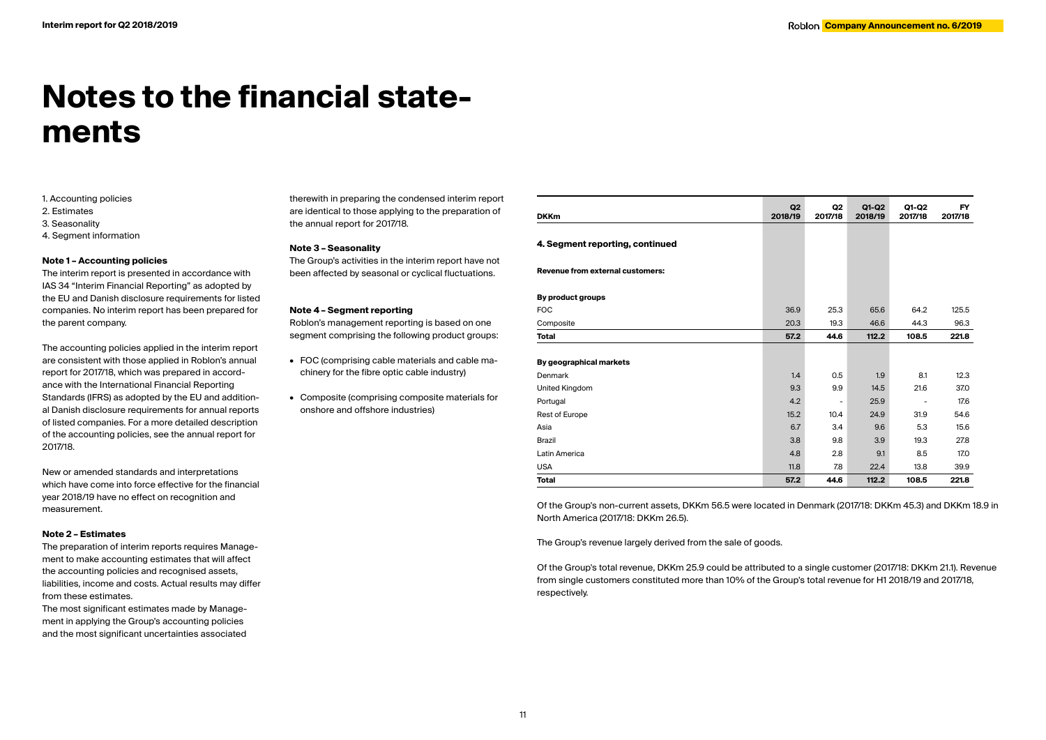# Notes to the financial statements

1. Accounting policies
2. Estimates
3. Seasonality
4. Segment information

**Note 1 – Accounting policies**

The interim report is presented in accordance with IAS 34 "Interim Financial Reporting" as adopted by the EU and Danish disclosure requirements for listed companies. No interim report has been prepared for the parent company.

The accounting policies applied in the interim report are consistent with those applied in Roblon's annual report for 2017/18, which was prepared in accordance with the International Financial Reporting Standards (IFRS) as adopted by the EU and additional Danish disclosure requirements for annual reports of listed companies. For a more detailed description of the accounting policies, see the annual report for 2017/18.

New or amended standards and interpretations which have come into force effective for the financial year 2018/19 have no effect on recognition and measurement.

**Note 2 – Estimates**

The preparation of interim reports requires Management to make accounting estimates that will affect the accounting policies and recognised assets, liabilities, income and costs. Actual results may differ from these estimates.
The most significant estimates made by Management in applying the Group's accounting policies and the most significant uncertainties associated therewith in preparing the condensed interim report are identical to those applying to the preparation of the annual report for 2017/18.

**Note 3 – Seasonality**

The Group's activities in the interim report have not been affected by seasonal or cyclical fluctuations.

**Note 4 – Segment reporting**

Roblon's management reporting is based on one segment comprising the following product groups:

- FOC (comprising cable materials and cable machinery for the fibre optic cable industry)
- Composite (comprising composite materials for onshore and offshore industries)

| DKKm | Q2 2018/19 | Q2 2017/18 | Q1-Q2 2018/19 | Q1-Q2 2017/18 | FY 2017/18 |
|---|---|---|---|---|---|
| **4. Segment reporting, continued** | | | | | |
| **Revenue from external customers:** | | | | | |
| **By product groups** | | | | | |
| FOC | 36.9 | 25.3 | 65.6 | 64.2 | 125.5 |
| Composite | 20.3 | 19.3 | 46.6 | 44.3 | 96.3 |
| **Total** | **57.2** | **44.6** | **112.2** | **108.5** | **221.8** |
| **By geographical markets** | | | | | |
| Denmark | 1.4 | 0.5 | 1.9 | 8.1 | 12.3 |
| United Kingdom | 9.3 | 9.9 | 14.5 | 21.6 | 37.0 |
| Portugal | 4.2 | - | 25.9 | - | 17.6 |
| Rest of Europe | 15.2 | 10.4 | 24.9 | 31.9 | 54.6 |
| Asia | 6.7 | 3.4 | 9.6 | 5.3 | 15.6 |
| Brazil | 3.8 | 9.8 | 3.9 | 19.3 | 27.8 |
| Latin America | 4.8 | 2.8 | 9.1 | 8.5 | 17.0 |
| USA | 11.8 | 7.8 | 22.4 | 13.8 | 39.9 |
| **Total** | **57.2** | **44.6** | **112.2** | **108.5** | **221.8** |

Of the Group's non-current assets, DKKm 56.5 were located in Denmark (2017/18: DKKm 45.3) and DKKm 18.9 in North America (2017/18: DKKm 26.5).

The Group's revenue largely derived from the sale of goods.

Of the Group's total revenue, DKKm 25.9 could be attributed to a single customer (2017/18: DKKm 21.1). Revenue from single customers constituted more than 10% of the Group's total revenue for H1 2018/19 and 2017/18, respectively.